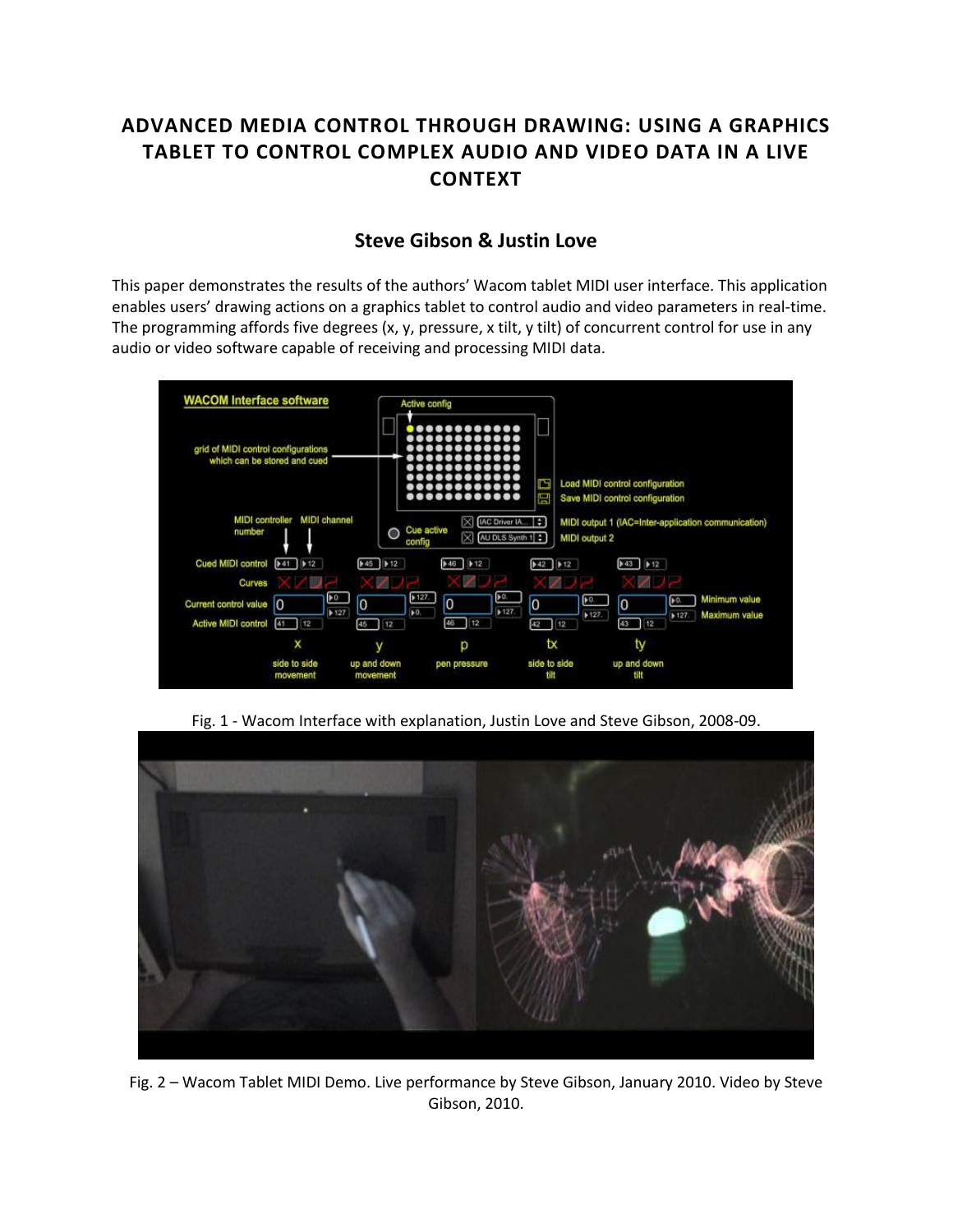# ADVANCED MEDIA CONTROL THROUGH DRAWING: USING A GRAPHICS TABLET TO CONTROL COMPLEX AUDIO AND VIDEO DATA IN A LIVE CONTEXT

## Steve Gibson & Justin Love

This paper demonstrates the results of the authors' Wacom tablet MIDI user interface. This application enables users' drawing actions on a graphics tablet to control audio and video parameters in real-time. The programming affords five degrees (x, y, pressure, x tilt, y tilt) of concurrent control for use in any audio or video software capable of receiving and processing MIDI data.

Fig. 1 - Wacom Interface with explanation, Justin Love and Steve Gibson, 2008-09.

Fig. 2 – Wacom Tablet MIDI Demo. Live performance by Steve Gibson, January 2010. Video by Steve Gibson, 2010.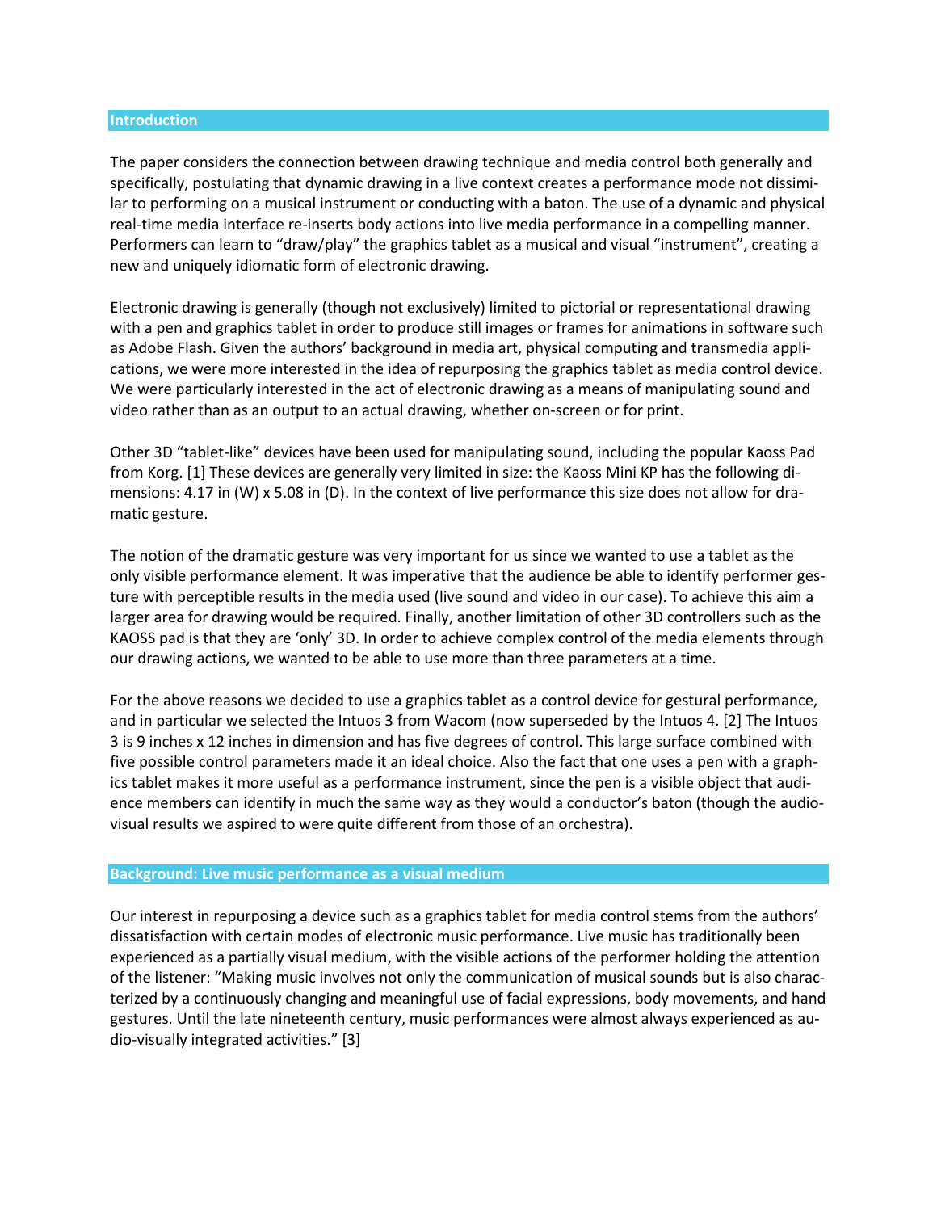## Introduction

The paper considers the connection between drawing technique and media control both generally and specifically, postulating that dynamic drawing in a live context creates a performance mode not dissimilar to performing on a musical instrument or conducting with a baton. The use of a dynamic and physical real-time media interface re-inserts body actions into live media performance in a compelling manner. Performers can learn to "draw/play" the graphics tablet as a musical and visual "instrument", creating a new and uniquely idiomatic form of electronic drawing.

Electronic drawing is generally (though not exclusively) limited to pictorial or representational drawing with a pen and graphics tablet in order to produce still images or frames for animations in software such as Adobe Flash. Given the authors' background in media art, physical computing and transmedia applications, we were more interested in the idea of repurposing the graphics tablet as media control device. We were particularly interested in the act of electronic drawing as a means of manipulating sound and video rather than as an output to an actual drawing, whether on-screen or for print.

Other 3D "tablet-like" devices have been used for manipulating sound, including the popular Kaoss Pad from Korg. [1] These devices are generally very limited in size: the Kaoss Mini KP has the following dimensions: 4.17 in (W) x 5.08 in (D). In the context of live performance this size does not allow for dramatic gesture.

The notion of the dramatic gesture was very important for us since we wanted to use a tablet as the only visible performance element. It was imperative that the audience be able to identify performer gesture with perceptible results in the media used (live sound and video in our case). To achieve this aim a larger area for drawing would be required. Finally, another limitation of other 3D controllers such as the KAOSS pad is that they are 'only' 3D. In order to achieve complex control of the media elements through our drawing actions, we wanted to be able to use more than three parameters at a time.

For the above reasons we decided to use a graphics tablet as a control device for gestural performance, and in particular we selected the Intuos 3 from Wacom (now superseded by the Intuos 4. [2] The Intuos 3 is 9 inches x 12 inches in dimension and has five degrees of control. This large surface combined with five possible control parameters made it an ideal choice. Also the fact that one uses a pen with a graphics tablet makes it more useful as a performance instrument, since the pen is a visible object that audience members can identify in much the same way as they would a conductor's baton (though the audiovisual results we aspired to were quite different from those of an orchestra).

## Background: Live music performance as a visual medium

Our interest in repurposing a device such as a graphics tablet for media control stems from the authors' dissatisfaction with certain modes of electronic music performance. Live music has traditionally been experienced as a partially visual medium, with the visible actions of the performer holding the attention of the listener: "Making music involves not only the communication of musical sounds but is also characterized by a continuously changing and meaningful use of facial expressions, body movements, and hand gestures. Until the late nineteenth century, music performances were almost always experienced as audio-visually integrated activities." [3]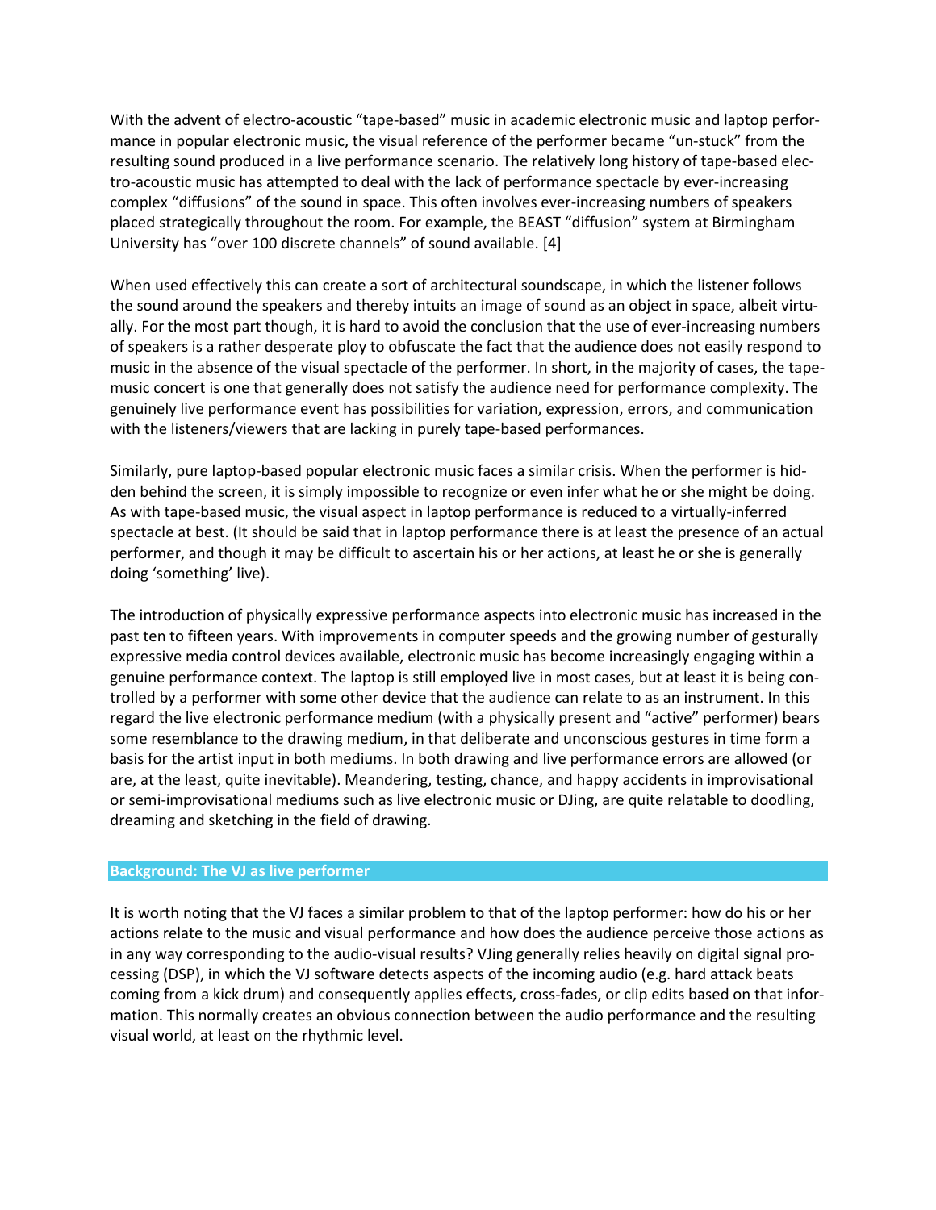With the advent of electro-acoustic "tape-based" music in academic electronic music and laptop performance in popular electronic music, the visual reference of the performer became "un-stuck" from the resulting sound produced in a live performance scenario. The relatively long history of tape-based electro-acoustic music has attempted to deal with the lack of performance spectacle by ever-increasing complex "diffusions" of the sound in space. This often involves ever-increasing numbers of speakers placed strategically throughout the room. For example, the BEAST "diffusion" system at Birmingham University has "over 100 discrete channels" of sound available. [4]

When used effectively this can create a sort of architectural soundscape, in which the listener follows the sound around the speakers and thereby intuits an image of sound as an object in space, albeit virtually. For the most part though, it is hard to avoid the conclusion that the use of ever-increasing numbers of speakers is a rather desperate ploy to obfuscate the fact that the audience does not easily respond to music in the absence of the visual spectacle of the performer. In short, in the majority of cases, the tape-music concert is one that generally does not satisfy the audience need for performance complexity. The genuinely live performance event has possibilities for variation, expression, errors, and communication with the listeners/viewers that are lacking in purely tape-based performances.

Similarly, pure laptop-based popular electronic music faces a similar crisis. When the performer is hidden behind the screen, it is simply impossible to recognize or even infer what he or she might be doing. As with tape-based music, the visual aspect in laptop performance is reduced to a virtually-inferred spectacle at best. (It should be said that in laptop performance there is at least the presence of an actual performer, and though it may be difficult to ascertain his or her actions, at least he or she is generally doing 'something' live).

The introduction of physically expressive performance aspects into electronic music has increased in the past ten to fifteen years. With improvements in computer speeds and the growing number of gesturally expressive media control devices available, electronic music has become increasingly engaging within a genuine performance context. The laptop is still employed live in most cases, but at least it is being controlled by a performer with some other device that the audience can relate to as an instrument. In this regard the live electronic performance medium (with a physically present and "active" performer) bears some resemblance to the drawing medium, in that deliberate and unconscious gestures in time form a basis for the artist input in both mediums. In both drawing and live performance errors are allowed (or are, at the least, quite inevitable). Meandering, testing, chance, and happy accidents in improvisational or semi-improvisational mediums such as live electronic music or DJing, are quite relatable to doodling, dreaming and sketching in the field of drawing.

## Background: The VJ as live performer

It is worth noting that the VJ faces a similar problem to that of the laptop performer: how do his or her actions relate to the music and visual performance and how does the audience perceive those actions as in any way corresponding to the audio-visual results? VJing generally relies heavily on digital signal processing (DSP), in which the VJ software detects aspects of the incoming audio (e.g. hard attack beats coming from a kick drum) and consequently applies effects, cross-fades, or clip edits based on that information. This normally creates an obvious connection between the audio performance and the resulting visual world, at least on the rhythmic level.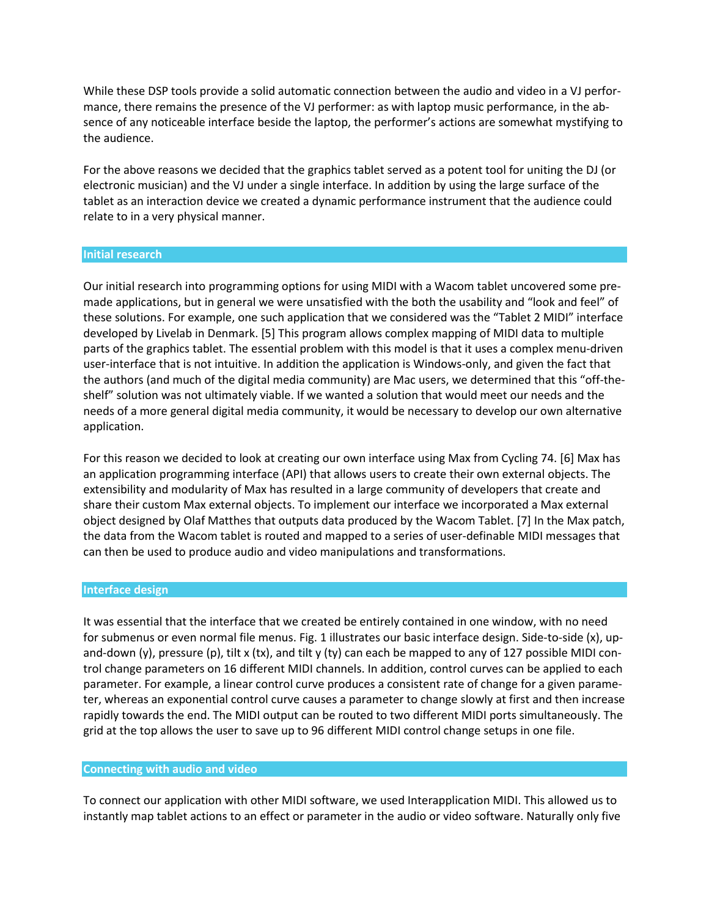While these DSP tools provide a solid automatic connection between the audio and video in a VJ performance, there remains the presence of the VJ performer: as with laptop music performance, in the absence of any noticeable interface beside the laptop, the performer's actions are somewhat mystifying to the audience.

For the above reasons we decided that the graphics tablet served as a potent tool for uniting the DJ (or electronic musician) and the VJ under a single interface. In addition by using the large surface of the tablet as an interaction device we created a dynamic performance instrument that the audience could relate to in a very physical manner.

## Initial research

Our initial research into programming options for using MIDI with a Wacom tablet uncovered some premade applications, but in general we were unsatisfied with the both the usability and "look and feel" of these solutions. For example, one such application that we considered was the "Tablet 2 MIDI" interface developed by Livelab in Denmark. [5] This program allows complex mapping of MIDI data to multiple parts of the graphics tablet. The essential problem with this model is that it uses a complex menu-driven user-interface that is not intuitive. In addition the application is Windows-only, and given the fact that the authors (and much of the digital media community) are Mac users, we determined that this "off-the-shelf" solution was not ultimately viable. If we wanted a solution that would meet our needs and the needs of a more general digital media community, it would be necessary to develop our own alternative application.

For this reason we decided to look at creating our own interface using Max from Cycling 74. [6] Max has an application programming interface (API) that allows users to create their own external objects. The extensibility and modularity of Max has resulted in a large community of developers that create and share their custom Max external objects. To implement our interface we incorporated a Max external object designed by Olaf Matthes that outputs data produced by the Wacom Tablet. [7] In the Max patch, the data from the Wacom tablet is routed and mapped to a series of user-definable MIDI messages that can then be used to produce audio and video manipulations and transformations.

## Interface design

It was essential that the interface that we created be entirely contained in one window, with no need for submenus or even normal file menus. Fig. 1 illustrates our basic interface design. Side-to-side (x), up-and-down (y), pressure (p), tilt x (tx), and tilt y (ty) can each be mapped to any of 127 possible MIDI control change parameters on 16 different MIDI channels. In addition, control curves can be applied to each parameter. For example, a linear control curve produces a consistent rate of change for a given parameter, whereas an exponential control curve causes a parameter to change slowly at first and then increase rapidly towards the end. The MIDI output can be routed to two different MIDI ports simultaneously. The grid at the top allows the user to save up to 96 different MIDI control change setups in one file.

## Connecting with audio and video

To connect our application with other MIDI software, we used Interapplication MIDI. This allowed us to instantly map tablet actions to an effect or parameter in the audio or video software. Naturally only five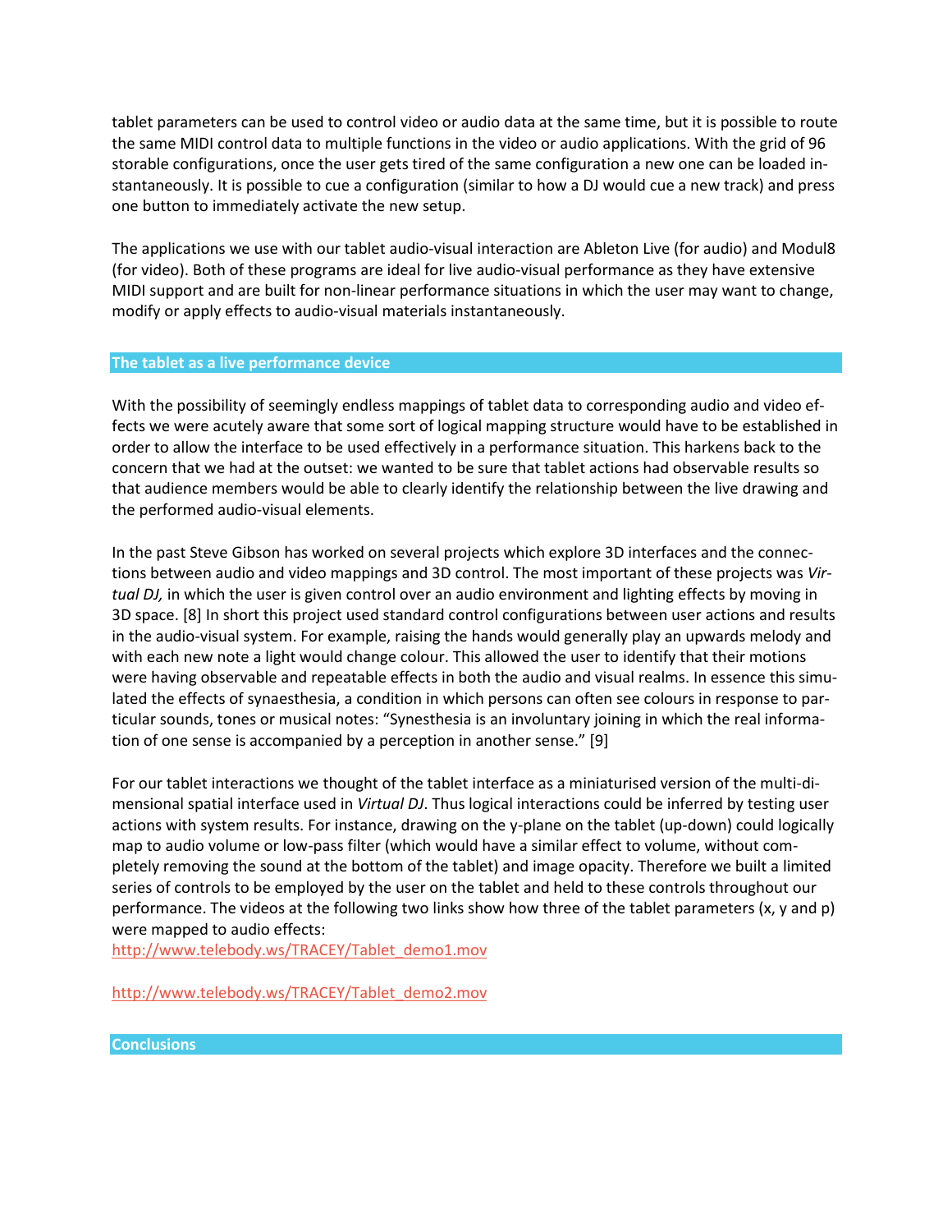tablet parameters can be used to control video or audio data at the same time, but it is possible to route the same MIDI control data to multiple functions in the video or audio applications. With the grid of 96 storable configurations, once the user gets tired of the same configuration a new one can be loaded instantaneously. It is possible to cue a configuration (similar to how a DJ would cue a new track) and press one button to immediately activate the new setup.

The applications we use with our tablet audio-visual interaction are Ableton Live (for audio) and Modul8 (for video). Both of these programs are ideal for live audio-visual performance as they have extensive MIDI support and are built for non-linear performance situations in which the user may want to change, modify or apply effects to audio-visual materials instantaneously.

## The tablet as a live performance device

With the possibility of seemingly endless mappings of tablet data to corresponding audio and video effects we were acutely aware that some sort of logical mapping structure would have to be established in order to allow the interface to be used effectively in a performance situation. This harkens back to the concern that we had at the outset: we wanted to be sure that tablet actions had observable results so that audience members would be able to clearly identify the relationship between the live drawing and the performed audio-visual elements.

In the past Steve Gibson has worked on several projects which explore 3D interfaces and the connections between audio and video mappings and 3D control. The most important of these projects was *Virtual DJ,* in which the user is given control over an audio environment and lighting effects by moving in 3D space. [8] In short this project used standard control configurations between user actions and results in the audio-visual system. For example, raising the hands would generally play an upwards melody and with each new note a light would change colour. This allowed the user to identify that their motions were having observable and repeatable effects in both the audio and visual realms. In essence this simulated the effects of synaesthesia, a condition in which persons can often see colours in response to particular sounds, tones or musical notes: "Synesthesia is an involuntary joining in which the real information of one sense is accompanied by a perception in another sense." [9]

For our tablet interactions we thought of the tablet interface as a miniaturised version of the multi-dimensional spatial interface used in *Virtual DJ*. Thus logical interactions could be inferred by testing user actions with system results. For instance, drawing on the y-plane on the tablet (up-down) could logically map to audio volume or low-pass filter (which would have a similar effect to volume, without completely removing the sound at the bottom of the tablet) and image opacity. Therefore we built a limited series of controls to be employed by the user on the tablet and held to these controls throughout our performance. The videos at the following two links show how three of the tablet parameters (x, y and p) were mapped to audio effects:
http://www.telebody.ws/TRACEY/Tablet_demo1.mov

http://www.telebody.ws/TRACEY/Tablet_demo2.mov

## Conclusions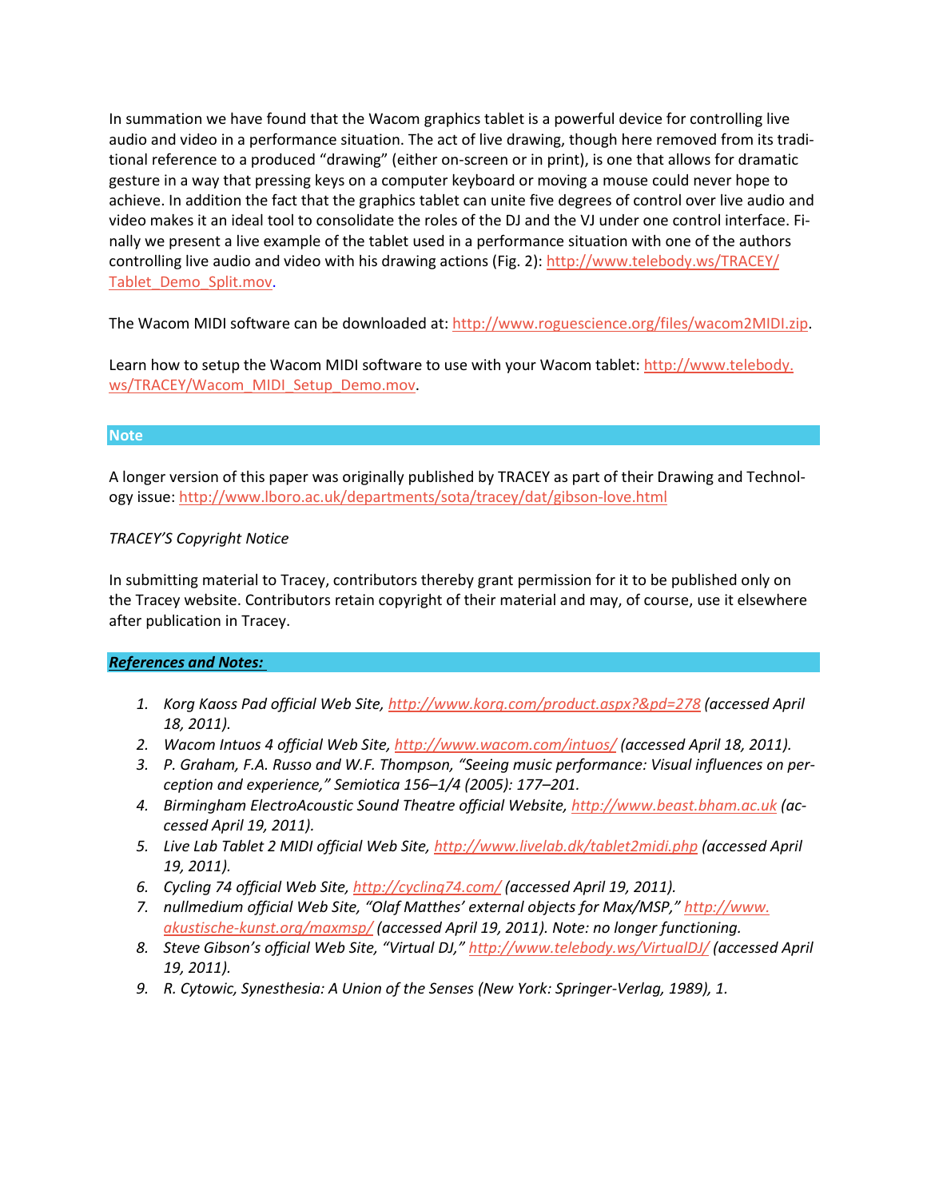In summation we have found that the Wacom graphics tablet is a powerful device for controlling live audio and video in a performance situation. The act of live drawing, though here removed from its traditional reference to a produced "drawing" (either on-screen or in print), is one that allows for dramatic gesture in a way that pressing keys on a computer keyboard or moving a mouse could never hope to achieve. In addition the fact that the graphics tablet can unite five degrees of control over live audio and video makes it an ideal tool to consolidate the roles of the DJ and the VJ under one control interface. Finally we present a live example of the tablet used in a performance situation with one of the authors controlling live audio and video with his drawing actions (Fig. 2): http://www.telebody.ws/TRACEY/Tablet_Demo_Split.mov.

The Wacom MIDI software can be downloaded at: http://www.roguescience.org/files/wacom2MIDI.zip.

Learn how to setup the Wacom MIDI software to use with your Wacom tablet: http://www.telebody.ws/TRACEY/Wacom_MIDI_Setup_Demo.mov.

## Note

A longer version of this paper was originally published by TRACEY as part of their Drawing and Technology issue: http://www.lboro.ac.uk/departments/sota/tracey/dat/gibson-love.html

*TRACEY'S Copyright Notice*

In submitting material to Tracey, contributors thereby grant permission for it to be published only on the Tracey website. Contributors retain copyright of their material and may, of course, use it elsewhere after publication in Tracey.

## ***References and Notes:***

1. *Korg Kaoss Pad official Web Site, http://www.korg.com/product.aspx?&pd=278 (accessed April 18, 2011).*
2. *Wacom Intuos 4 official Web Site, http://www.wacom.com/intuos/ (accessed April 18, 2011).*
3. *P. Graham, F.A. Russo and W.F. Thompson, "Seeing music performance: Visual influences on perception and experience," Semiotica 156–1/4 (2005): 177–201.*
4. *Birmingham ElectroAcoustic Sound Theatre official Website, http://www.beast.bham.ac.uk (accessed April 19, 2011).*
5. *Live Lab Tablet 2 MIDI official Web Site, http://www.livelab.dk/tablet2midi.php (accessed April 19, 2011).*
6. *Cycling 74 official Web Site, http://cycling74.com/ (accessed April 19, 2011).*
7. *nullmedium official Web Site, "Olaf Matthes' external objects for Max/MSP," http://www.akustische-kunst.org/maxmsp/ (accessed April 19, 2011). Note: no longer functioning.*
8. *Steve Gibson's official Web Site, "Virtual DJ," http://www.telebody.ws/VirtualDJ/ (accessed April 19, 2011).*
9. *R. Cytowic, Synesthesia: A Union of the Senses (New York: Springer-Verlag, 1989), 1.*